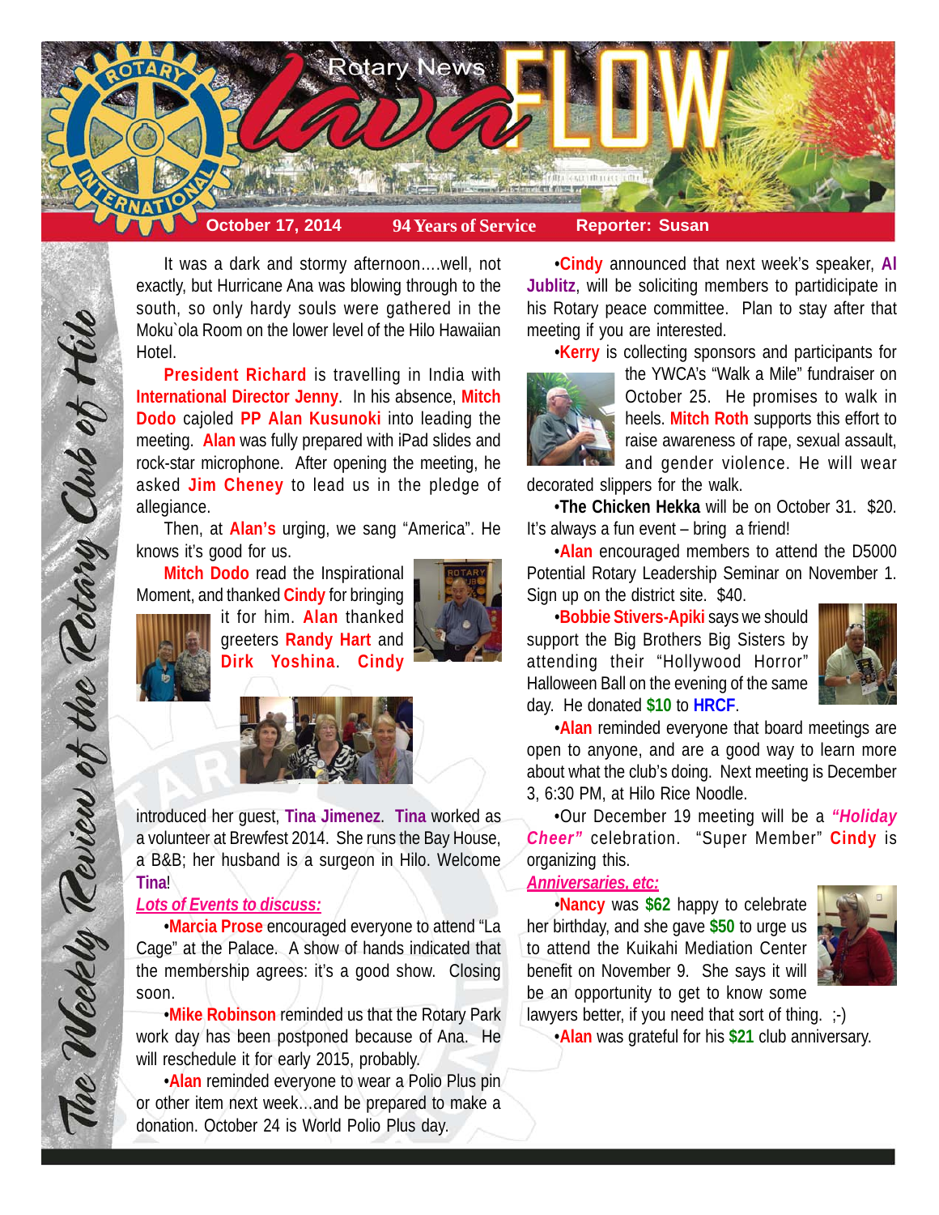# Rotary News Lava FLOW

**October 17, 2014** | **94 Years of Service** | **Reporter: Susan**

*The Weekly Review of the Rotary Club of Hilo*

It was a dark and stormy afternoon....well, not exactly, but Hurricane Ana was blowing through to the south, so only hardy souls were gathered in the Moku`ola Room on the lower level of the Hilo Hawaiian Hotel.

**President Richard** is travelling in India with **International Director Jenny**. In his absence, **Mitch Dodo** cajoled **PP Alan Kusunoki** into leading the meeting. **Alan** was fully prepared with iPad slides and rock-star microphone. After opening the meeting, he asked **Jim Cheney** to lead us in the pledge of allegiance.

Then, at **Alan's** urging, we sang "America". He knows it's good for us.

**Mitch Dodo** read the Inspirational Moment, and thanked **Cindy** for bringing it for him. **Alan** thanked greeters **Randy Hart** and **Dirk Yoshina**. **Cindy** introduced her guest, **Tina Jimenez**. **Tina** worked as a volunteer at Brewfest 2014. She runs the Bay House, a B&B; her husband is a surgeon in Hilo. Welcome **Tina**!

***Lots of Events to discuss:***

•**Marcia Prose** encouraged everyone to attend "La Cage" at the Palace. A show of hands indicated that the membership agrees: it's a good show. Closing soon.

•**Mike Robinson** reminded us that the Rotary Park work day has been postponed because of Ana. He will reschedule it for early 2015, probably.

•**Alan** reminded everyone to wear a Polio Plus pin or other item next week...and be prepared to make a donation. October 24 is World Polio Plus day.

•**Cindy** announced that next week's speaker, **Al Jublitz**, will be soliciting members to partidicipate in his Rotary peace committee. Plan to stay after that meeting if you are interested.

•**Kerry** is collecting sponsors and participants for the YWCA's "Walk a Mile" fundraiser on October 25. He promises to walk in heels. **Mitch Roth** supports this effort to raise awareness of rape, sexual assault, and gender violence. He will wear decorated slippers for the walk.

•**The Chicken Hekka** will be on October 31. $20. It's always a fun event – bring a friend!

•**Alan** encouraged members to attend the D5000 Potential Rotary Leadership Seminar on November 1. Sign up on the district site. $40.

•**Bobbie Stivers-Apiki** says we should support the Big Brothers Big Sisters by attending their "Hollywood Horror" Halloween Ball on the evening of the same day. He donated **$10** to **HRCF**.

•**Alan** reminded everyone that board meetings are open to anyone, and are a good way to learn more about what the club's doing. Next meeting is December 3, 6:30 PM, at Hilo Rice Noodle.

•Our December 19 meeting will be a ***"Holiday Cheer"*** celebration. "Super Member" **Cindy** is organizing this.

***Anniversaries, etc:***

•**Nancy** was **$62** happy to celebrate her birthday, and she gave **$50** to urge us to attend the Kuikahi Mediation Center benefit on November 9. She says it will be an opportunity to get to know some lawyers better, if you need that sort of thing. ;-)

•**Alan** was grateful for his **$21** club anniversary.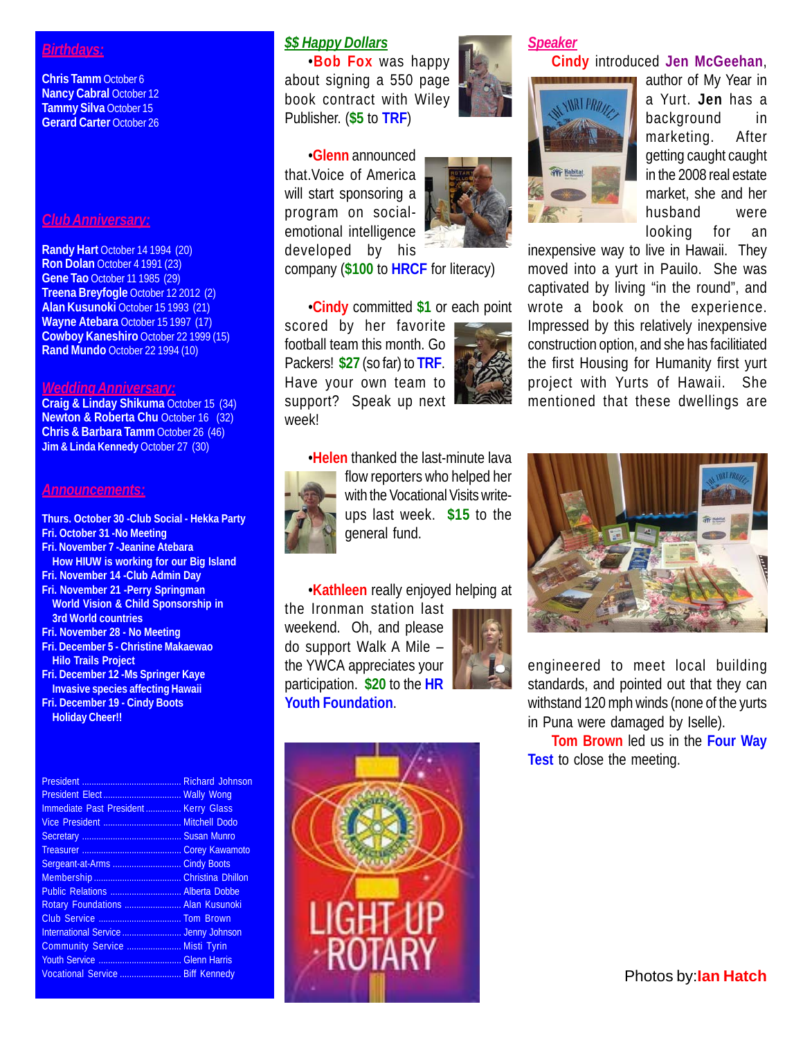## *Birthdays:*

**Chris Tamm** October 6
**Nancy Cabral** October 12
**Tammy Silva** October 15
**Gerard Carter** October 26

## *Club Anniversary:*

**Randy Hart** October 14 1994 (20)
**Ron Dolan** October 4 1991 (23)
**Gene Tao** October 11 1985 (29)
**Treena Breyfogle** October 12 2012 (2)
**Alan Kusunoki** October 15 1993 (21)
**Wayne Atebara** October 15 1997 (17)
**Cowboy Kaneshiro** October 22 1999 (15)
**Rand Mundo** October 22 1994 (10)

## *Wedding Anniversary:*

**Craig & Linday Shikuma** October 15 (34)
**Newton & Roberta Chu** October 16 (32)
**Chris & Barbara Tamm** October 26 (46)
**Jim & Linda Kennedy** October 27 (30)

## *Announcements:*

**Thurs. October 30 -Club Social - Hekka Party**
**Fri. October 31 -No Meeting**
**Fri. November 7 -Jeanine Atebara**
**How HIUW is working for our Big Island**
**Fri. November 14 -Club Admin Day**
**Fri. November 21 -Perry Springman**
**World Vision & Child Sponsorship in 3rd World countries**
**Fri. November 28 - No Meeting**
**Fri. December 5 - Christine Makaewao**
**Hilo Trails Project**
**Fri. December 12 -Ms Springer Kaye**
**Invasive species affecting Hawaii**
**Fri. December 19 - Cindy Boots**
**Holiday Cheer!!**

| | |
|---|---|
| President | Richard Johnson |
| President Elect | Wally Wong |
| Immediate Past President | Kerry Glass |
| Vice President | Mitchell Dodo |
| Secretary | Susan Munro |
| Treasurer | Corey Kawamoto |
| Sergeant-at-Arms | Cindy Boots |
| Membership | Christina Dhillon |
| Public Relations | Alberta Dobbe |
| Rotary Foundations | Alan Kusunoki |
| Club Service | Tom Brown |
| International Service | Jenny Johnson |
| Community Service | Misti Tyrin |
| Youth Service | Glenn Harris |
| Vocational Service | Biff Kennedy |

## *$$ Happy Dollars*

•**Bob Fox** was happy about signing a 550 page book contract with Wiley Publisher. (**$5** to **TRF**)

•**Glenn** announced that.Voice of America will start sponsoring a program on social-emotional intelligence developed by his company (**$100** to **HRCF** for literacy)

•**Cindy** committed **$1** or each point scored by her favorite football team this month. Go Packers! **$27** (so far) to **TRF**. Have your own team to support? Speak up next week!

•**Helen** thanked the last-minute lava flow reporters who helped her with the Vocational Visits write-ups last week. **$15** to the general fund.

•**Kathleen** really enjoyed helping at the Ironman station last weekend. Oh, and please do support Walk A Mile – the YWCA appreciates your participation. **$20** to the **HR Youth Foundation**.

LIGHT UP ROTARY

## *Speaker*

**Cindy** introduced **Jen McGeehan**, author of My Year in a Yurt. **Jen** has a background in marketing. After getting caught caught in the 2008 real estate market, she and her husband were looking for an inexpensive way to live in Hawaii. They moved into a yurt in Pauilo. She was captivated by living "in the round", and wrote a book on the experience. Impressed by this relatively inexpensive construction option, and she has facilitiated the first Housing for Humanity first yurt project with Yurts of Hawaii. She mentioned that these dwellings are engineered to meet local building standards, and pointed out that they can withstand 120 mph winds (none of the yurts in Puna were damaged by Iselle).

**Tom Brown** led us in the **Four Way Test** to close the meeting.

Photos by:**Ian Hatch**